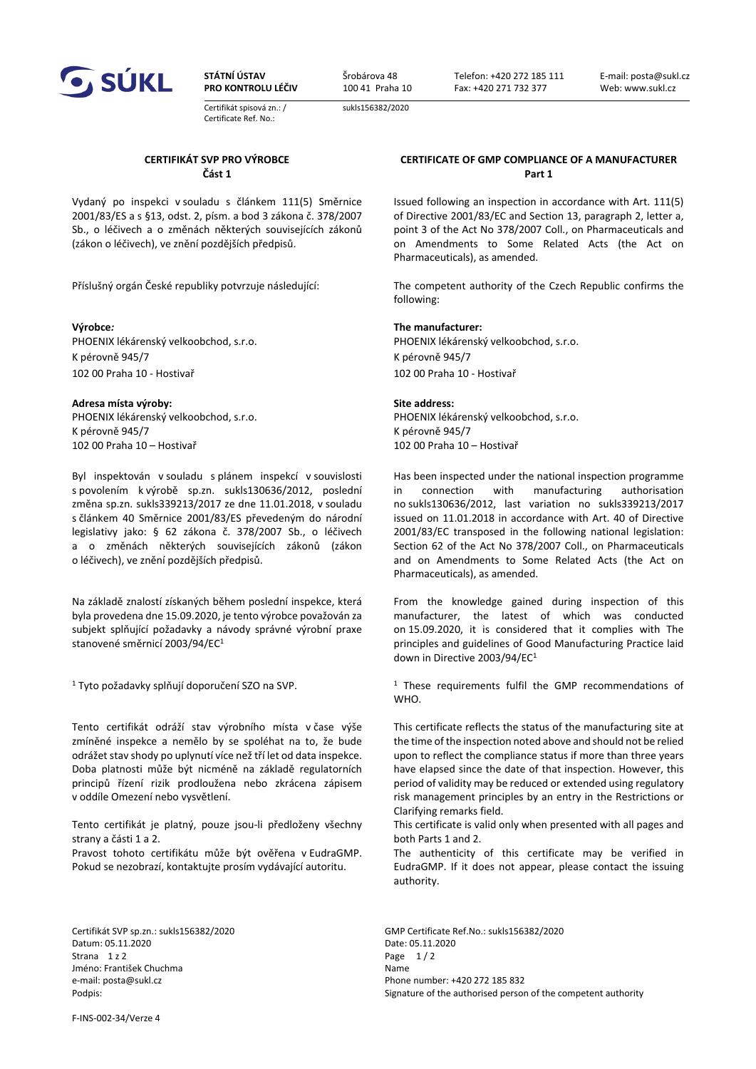**SÚKL**

**STÁTNÍ ÚSTAV PRO KONTROLU LÉČIV**

Šrobárova 48
100 41 Praha 10

Telefon: +420 272 185 111
Fax: +420 271 732 377

E-mail: posta@sukl.cz
Web: www.sukl.cz

Certifikát spisová zn.: / Certificate Ref. No.: sukls156382/2020

## CERTIFIKÁT SVP PRO VÝROBCE
### Část 1

Vydaný po inspekci v souladu s článkem 111(5) Směrnice 2001/83/ES a s §13, odst. 2, písm. a bod 3 zákona č. 378/2007 Sb., o léčivech a o změnách některých souvisejících zákonů (zákon o léčivech), ve znění pozdějších předpisů.

Příslušný orgán České republiky potvrzuje následující:

**Výrobce:**
PHOENIX lékárenský velkoobchod, s.r.o.
K pérovně 945/7
102 00 Praha 10 - Hostivař

**Adresa místa výroby:**
PHOENIX lékárenský velkoobchod, s.r.o.
K pérovně 945/7
102 00 Praha 10 – Hostivař

Byl inspektován v souladu s plánem inspekcí v souvislosti s povolením k výrobě sp.zn. sukls130636/2012, poslední změna sp.zn. sukls339213/2017 ze dne 11.01.2018, v souladu s článkem 40 Směrnice 2001/83/ES převedeným do národní legislativy jako: § 62 zákona č. 378/2007 Sb., o léčivech a o změnách některých souvisejících zákonů (zákon o léčivech), ve znění pozdějších předpisů.

Na základě znalostí získaných během poslední inspekce, která byla provedena dne 15.09.2020, je tento výrobce považován za subjekt splňující požadavky a návody správné výrobní praxe stanovené směrnicí 2003/94/EC[1]

[1] Tyto požadavky splňují doporučení SZO na SVP.

Tento certifikát odráží stav výrobního místa v čase výše zmíněné inspekce a nemělo by se spoléhat na to, že bude odrážet stav shody po uplynutí více než tří let od data inspekce. Doba platnosti může být nicméně na základě regulatorních principů řízení rizik prodloužena nebo zkrácena zápisem v oddíle Omezení nebo vysvětlení.

Tento certifikát je platný, pouze jsou-li předloženy všechny strany a části 1 a 2.

Pravost tohoto certifikátu může být ověřena v EudraGMP. Pokud se nezobrazí, kontaktujte prosím vydávající autoritu.

## CERTIFICATE OF GMP COMPLIANCE OF A MANUFACTURER
### Part 1

Issued following an inspection in accordance with Art. 111(5) of Directive 2001/83/EC and Section 13, paragraph 2, letter a, point 3 of the Act No 378/2007 Coll., on Pharmaceuticals and on Amendments to Some Related Acts (the Act on Pharmaceuticals), as amended.

The competent authority of the Czech Republic confirms the following:

**The manufacturer:**
PHOENIX lékárenský velkoobchod, s.r.o.
K pérovně 945/7
102 00 Praha 10 - Hostivař

**Site address:**
PHOENIX lékárenský velkoobchod, s.r.o.
K pérovně 945/7
102 00 Praha 10 – Hostivař

Has been inspected under the national inspection programme in connection with manufacturing authorisation no sukls130636/2012, last variation no sukls339213/2017 issued on 11.01.2018 in accordance with Art. 40 of Directive 2001/83/EC transposed in the following national legislation: Section 62 of the Act No 378/2007 Coll., on Pharmaceuticals and on Amendments to Some Related Acts (the Act on Pharmaceuticals), as amended.

From the knowledge gained during inspection of this manufacturer, the latest of which was conducted on 15.09.2020, it is considered that it complies with The principles and guidelines of Good Manufacturing Practice laid down in Directive 2003/94/EC[1]

[1] These requirements fulfil the GMP recommendations of WHO.

This certificate reflects the status of the manufacturing site at the time of the inspection noted above and should not be relied upon to reflect the compliance status if more than three years have elapsed since the date of that inspection. However, this period of validity may be reduced or extended using regulatory risk management principles by an entry in the Restrictions or Clarifying remarks field.

This certificate is valid only when presented with all pages and both Parts 1 and 2.

The authenticity of this certificate may be verified in EudraGMP. If it does not appear, please contact the issuing authority.

Certifikát SVP sp.zn.: sukls156382/2020
Datum: 05.11.2020
Jméno: František Chuchma
e-mail: posta@sukl.cz
Podpis:

GMP Certificate Ref.No.: sukls156382/2020
Date: 05.11.2020
Name
Phone number: +420 272 185 832
Signature of the authorised person of the competent authority

F-INS-002-34/Verze 4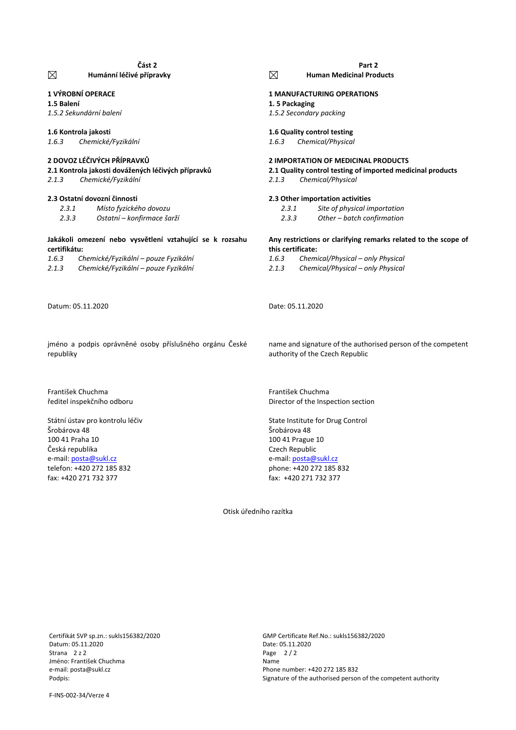**Část 2**

☒ **Humánní léčivé přípravky**

**1 VÝROBNÍ OPERACE**

**1.5 Balení**

*1.5.2 Sekundární balení*

**1.6 Kontrola jakosti**

*1.6.3 Chemické/Fyzikální*

**2 DOVOZ LÉČIVÝCH PŘÍPRAVKŮ**

**2.1 Kontrola jakosti dovážených léčivých přípravků**

*2.1.3 Chemické/Fyzikální*

**2.3 Ostatní dovozní činnosti**

*2.3.1 Místo fyzického dovozu*

*2.3.3 Ostatní – konfirmace šarží*

**Jakákoli omezení nebo vysvětlení vztahující se k rozsahu certifikátu:**

*1.6.3 Chemické/Fyzikální – pouze Fyzikální*

*2.1.3 Chemické/Fyzikální – pouze Fyzikální*

Datum: 05.11.2020

jméno a podpis oprávněné osoby příslušného orgánu České republiky

František Chuchma
ředitel inspekčního odboru

Státní ústav pro kontrolu léčiv
Šrobárova 48
100 41 Praha 10
Česká republika
e-mail: posta@sukl.cz
telefon: +420 272 185 832
fax: +420 271 732 377

**Part 2**

☒ **Human Medicinal Products**

**1 MANUFACTURING OPERATIONS**

**1. 5 Packaging**

*1.5.2 Secondary packing*

**1.6 Quality control testing**

*1.6.3 Chemical/Physical*

**2 IMPORTATION OF MEDICINAL PRODUCTS**

**2.1 Quality control testing of imported medicinal products**

*2.1.3 Chemical/Physical*

**2.3 Other importation activities**

*2.3.1 Site of physical importation*

*2.3.3 Other – batch confirmation*

**Any restrictions or clarifying remarks related to the scope of this certificate:**

*1.6.3 Chemical/Physical – only Physical*

*2.1.3 Chemical/Physical – only Physical*

Date: 05.11.2020

name and signature of the authorised person of the competent authority of the Czech Republic

František Chuchma
Director of the Inspection section

State Institute for Drug Control
Šrobárova 48
100 41 Prague 10
Czech Republic
e-mail: posta@sukl.cz
phone: +420 272 185 832
fax: +420 271 732 377

Otisk úředního razítka

Certifikát SVP sp.zn.: sukls156382/2020
Datum: 05.11.2020
Jméno: František Chuchma
e-mail: posta@sukl.cz
Podpis:

GMP Certificate Ref.No.: sukls156382/2020
Date: 05.11.2020
Name
Phone number: +420 272 185 832
Signature of the authorised person of the competent authority

F-INS-002-34/Verze 4